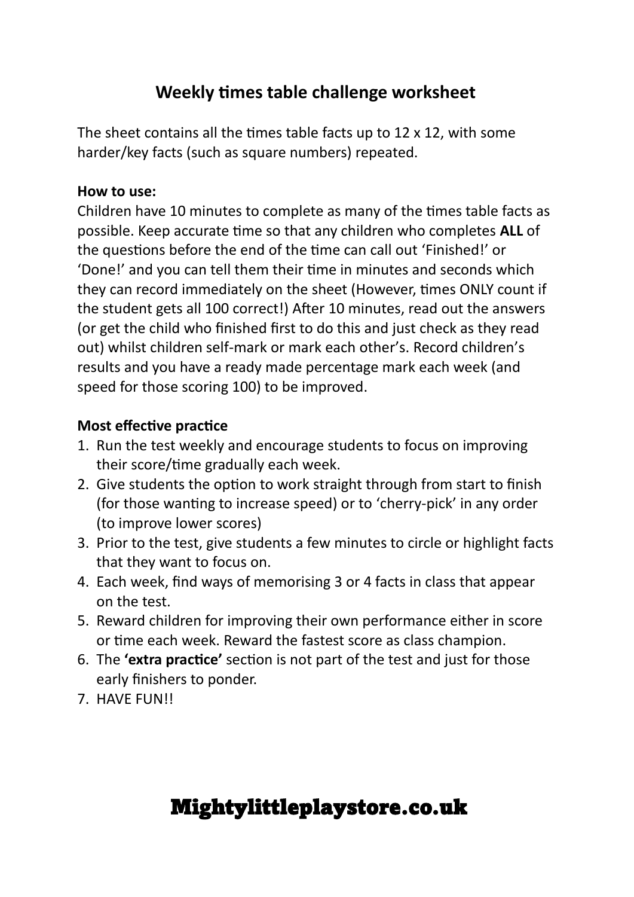# Weekly times table challenge worksheet

The sheet contains all the times table facts up to 12 x 12, with some harder/key facts (such as square numbers) repeated.

**How to use:**

Children have 10 minutes to complete as many of the times table facts as possible. Keep accurate time so that any children who completes **ALL** of the questions before the end of the time can call out 'Finished!' or 'Done!' and you can tell them their time in minutes and seconds which they can record immediately on the sheet (However, times ONLY count if the student gets all 100 correct!) After 10 minutes, read out the answers (or get the child who finished first to do this and just check as they read out) whilst children self-mark or mark each other's. Record children's results and you have a ready made percentage mark each week (and speed for those scoring 100) to be improved.

**Most effective practice**

1. Run the test weekly and encourage students to focus on improving their score/time gradually each week.
2. Give students the option to work straight through from start to finish (for those wanting to increase speed) or to 'cherry-pick' in any order (to improve lower scores)
3. Prior to the test, give students a few minutes to circle or highlight facts that they want to focus on.
4. Each week, find ways of memorising 3 or 4 facts in class that appear on the test.
5. Reward children for improving their own performance either in score or time each week. Reward the fastest score as class champion.
6. The **'extra practice'** section is not part of the test and just for those early finishers to ponder.
7. HAVE FUN!!

**Mightylittleplaystore.co.uk**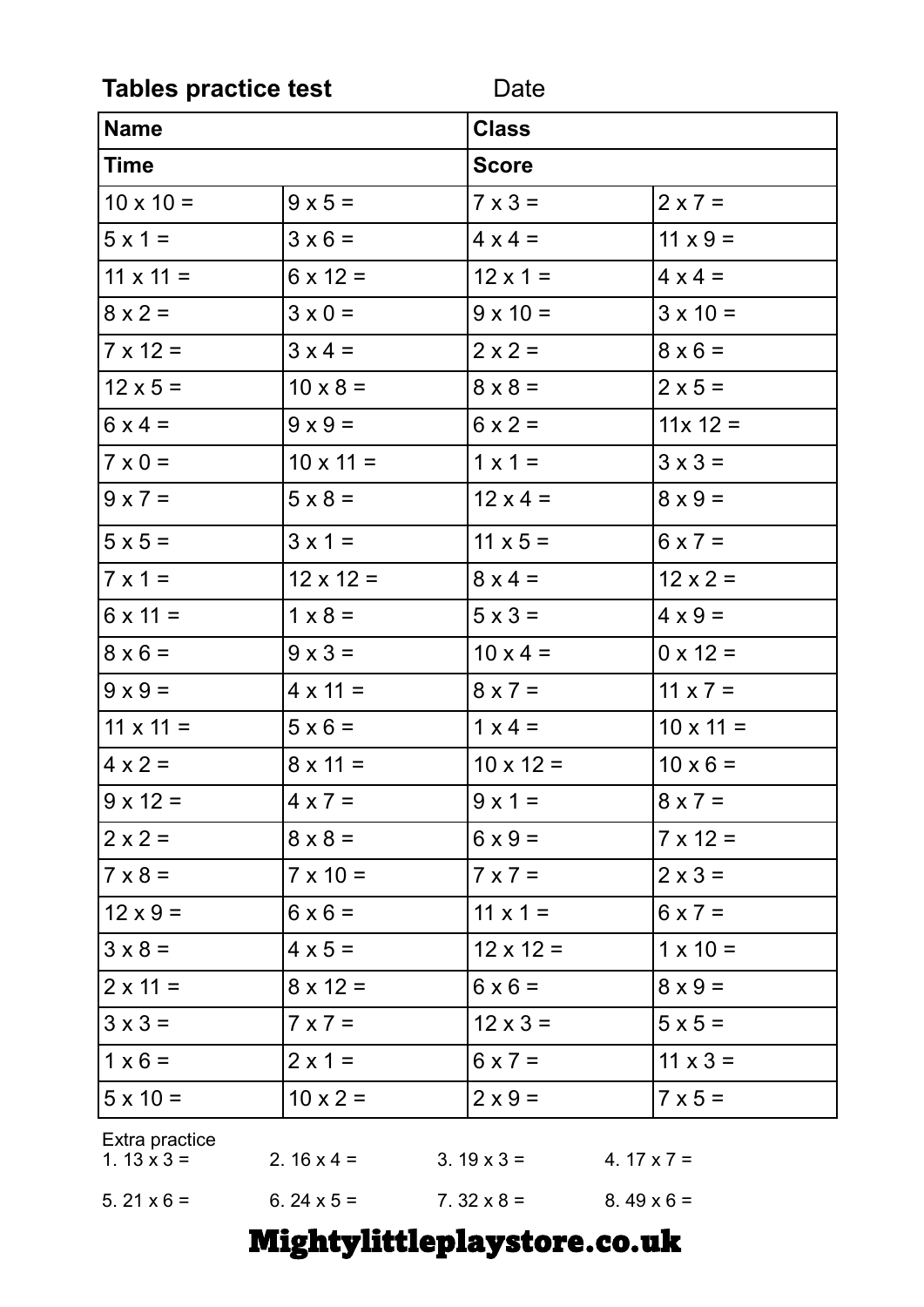**Tables practice test** Date

| | | | |
|---|---|---|---|
| **Name** | | **Class** | |
| **Time** | | **Score** | |
| 10 x 10 = | 9 x 5 = | 7 x 3 = | 2 x 7 = |
| 5 x 1 = | 3 x 6 = | 4 x 4 = | 11 x 9 = |
| 11 x 11 = | 6 x 12 = | 12 x 1 = | 4 x 4 = |
| 8 x 2 = | 3 x 0 = | 9 x 10 = | 3 x 10 = |
| 7 x 12 = | 3 x 4 = | 2 x 2 = | 8 x 6 = |
| 12 x 5 = | 10 x 8 = | 8 x 8 = | 2 x 5 = |
| 6 x 4 = | 9 x 9 = | 6 x 2 = | 11x 12 = |
| 7 x 0 = | 10 x 11 = | 1 x 1 = | 3 x 3 = |
| 9 x 7 = | 5 x 8 = | 12 x 4 = | 8 x 9 = |
| 5 x 5 = | 3 x 1 = | 11 x 5 = | 6 x 7 = |
| 7 x 1 = | 12 x 12 = | 8 x 4 = | 12 x 2 = |
| 6 x 11 = | 1 x 8 = | 5 x 3 = | 4 x 9 = |
| 8 x 6 = | 9 x 3 = | 10 x 4 = | 0 x 12 = |
| 9 x 9 = | 4 x 11 = | 8 x 7 = | 11 x 7 = |
| 11 x 11 = | 5 x 6 = | 1 x 4 = | 10 x 11 = |
| 4 x 2 = | 8 x 11 = | 10 x 12 = | 10 x 6 = |
| 9 x 12 = | 4 x 7 = | 9 x 1 = | 8 x 7 = |
| 2 x 2 = | 8 x 8 = | 6 x 9 = | 7 x 12 = |
| 7 x 8 = | 7 x 10 = | 7 x 7 = | 2 x 3 = |
| 12 x 9 = | 6 x 6 = | 11 x 1 = | 6 x 7 = |
| 3 x 8 = | 4 x 5 = | 12 x 12 = | 1 x 10 = |
| 2 x 11 = | 8 x 12 = | 6 x 6 = | 8 x 9 = |
| 3 x 3 = | 7 x 7 = | 12 x 3 = | 5 x 5 = |
| 1 x 6 = | 2 x 1 = | 6 x 7 = | 11 x 3 = |
| 5 x 10 = | 10 x 2 = | 2 x 9 = | 7 x 5 = |

Extra practice

1. 13 x 3 =
2. 16 x 4 =
3. 19 x 3 =
4. 17 x 7 =
5. 21 x 6 =
6. 24 x 5 =
7. 32 x 8 =
8. 49 x 6 =

**Mightylittleplaystore.co.uk**